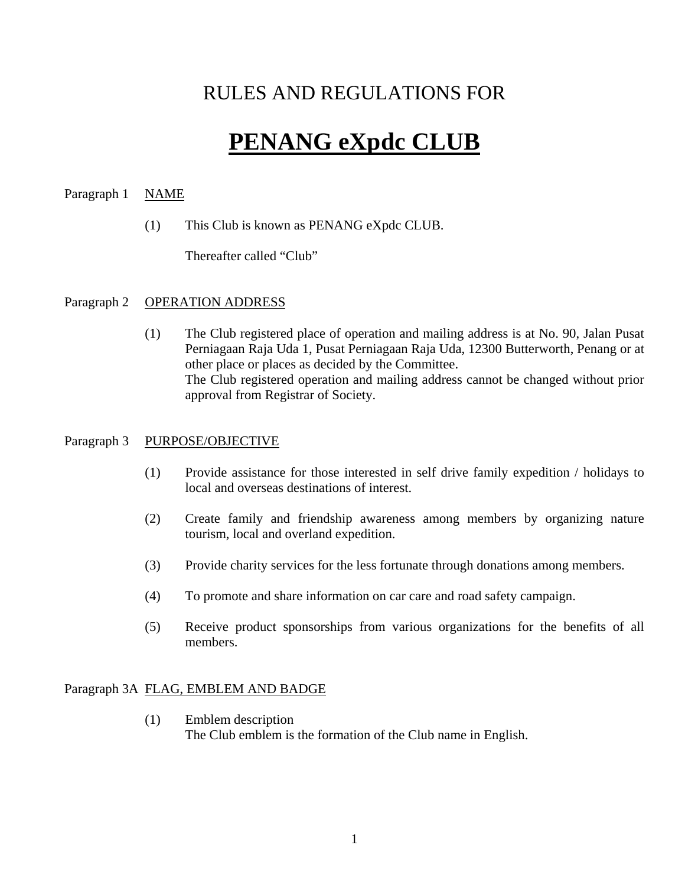# RULES AND REGULATIONS FOR

# PENANG eXpdc CLUB

Paragraph 1 NAME

(1) This Club is known as PENANG eXpdc CLUB.

Thereafter called "Club"

Paragraph 2 OPERATION ADDRESS

(1) The Club registered place of operation and mailing address is at No. 90, Jalan Pusat Perniagaan Raja Uda 1, Pusat Perniagaan Raja Uda, 12300 Butterworth, Penang or at other place or places as decided by the Committee.
The Club registered operation and mailing address cannot be changed without prior approval from Registrar of Society.

Paragraph 3 PURPOSE/OBJECTIVE

(1) Provide assistance for those interested in self drive family expedition / holidays to local and overseas destinations of interest.

(2) Create family and friendship awareness among members by organizing nature tourism, local and overland expedition.

(3) Provide charity services for the less fortunate through donations among members.

(4) To promote and share information on car care and road safety campaign.

(5) Receive product sponsorships from various organizations for the benefits of all members.

Paragraph 3A FLAG, EMBLEM AND BADGE

(1) Emblem description
The Club emblem is the formation of the Club name in English.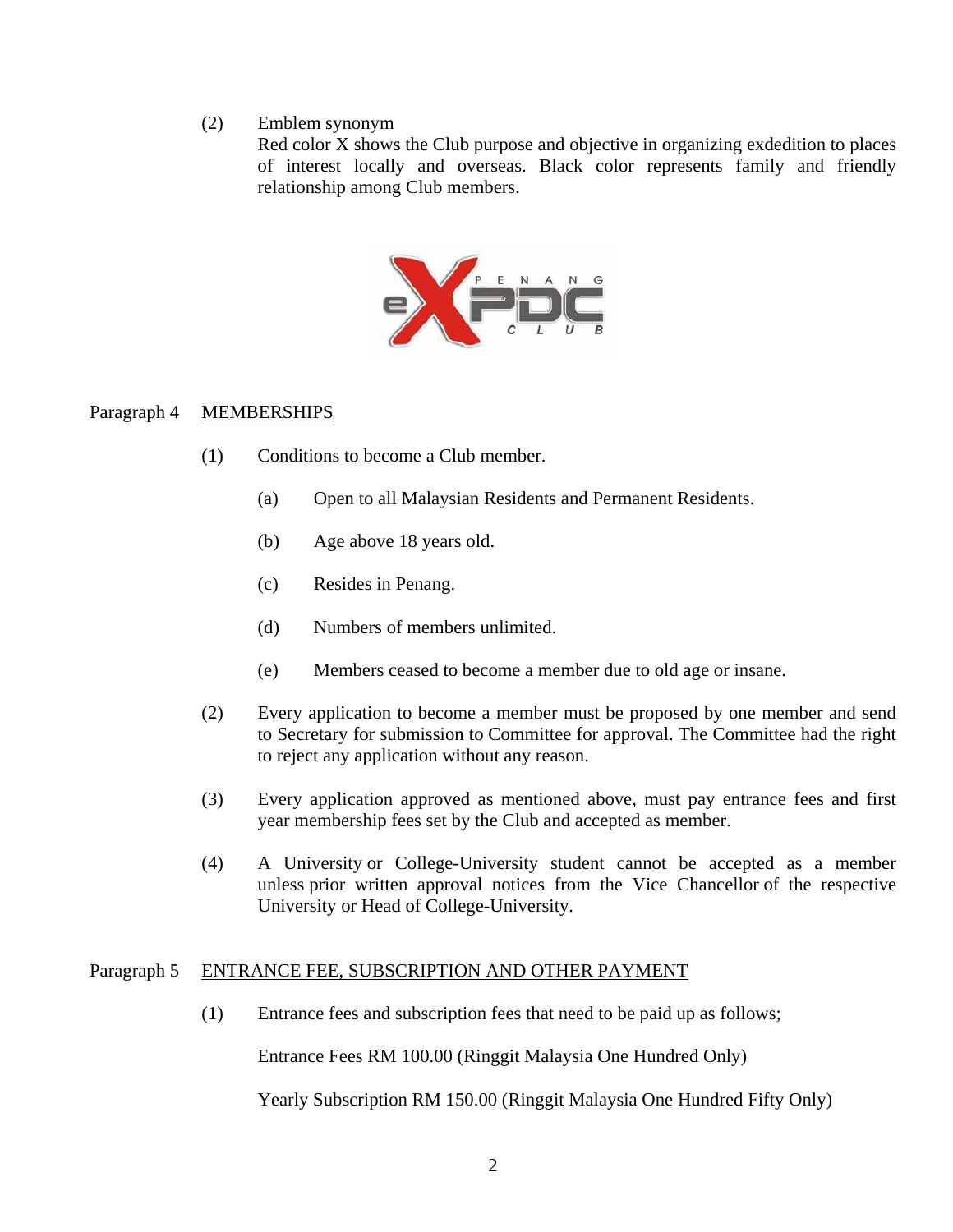(2) Emblem synonym

Red color X shows the Club purpose and objective in organizing exdedition to places of interest locally and overseas. Black color represents family and friendly relationship among Club members.

Paragraph 4 <u>MEMBERSHIPS</u>

(1) Conditions to become a Club member.

(a) Open to all Malaysian Residents and Permanent Residents.

(b) Age above 18 years old.

(c) Resides in Penang.

(d) Numbers of members unlimited.

(e) Members ceased to become a member due to old age or insane.

(2) Every application to become a member must be proposed by one member and send to Secretary for submission to Committee for approval. The Committee had the right to reject any application without any reason.

(3) Every application approved as mentioned above, must pay entrance fees and first year membership fees set by the Club and accepted as member.

(4) A University or College-University student cannot be accepted as a member unless prior written approval notices from the Vice Chancellor of the respective University or Head of College-University.

Paragraph 5 <u>ENTRANCE FEE, SUBSCRIPTION AND OTHER PAYMENT</u>

(1) Entrance fees and subscription fees that need to be paid up as follows;

Entrance Fees RM 100.00 (Ringgit Malaysia One Hundred Only)

Yearly Subscription RM 150.00 (Ringgit Malaysia One Hundred Fifty Only)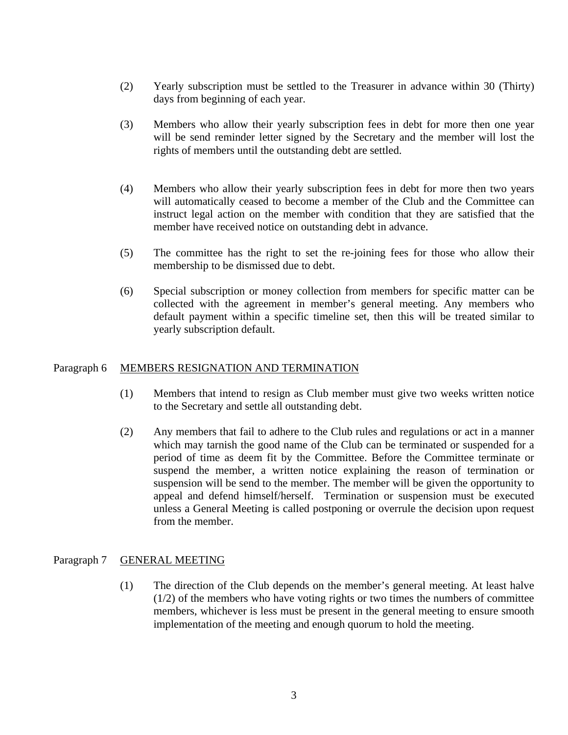(2) Yearly subscription must be settled to the Treasurer in advance within 30 (Thirty) days from beginning of each year.

(3) Members who allow their yearly subscription fees in debt for more then one year will be send reminder letter signed by the Secretary and the member will lost the rights of members until the outstanding debt are settled.

(4) Members who allow their yearly subscription fees in debt for more then two years will automatically ceased to become a member of the Club and the Committee can instruct legal action on the member with condition that they are satisfied that the member have received notice on outstanding debt in advance.

(5) The committee has the right to set the re-joining fees for those who allow their membership to be dismissed due to debt.

(6) Special subscription or money collection from members for specific matter can be collected with the agreement in member's general meeting. Any members who default payment within a specific timeline set, then this will be treated similar to yearly subscription default.

## Paragraph 6 MEMBERS RESIGNATION AND TERMINATION

(1) Members that intend to resign as Club member must give two weeks written notice to the Secretary and settle all outstanding debt.

(2) Any members that fail to adhere to the Club rules and regulations or act in a manner which may tarnish the good name of the Club can be terminated or suspended for a period of time as deem fit by the Committee. Before the Committee terminate or suspend the member, a written notice explaining the reason of termination or suspension will be send to the member. The member will be given the opportunity to appeal and defend himself/herself. Termination or suspension must be executed unless a General Meeting is called postponing or overrule the decision upon request from the member.

## Paragraph 7 GENERAL MEETING

(1) The direction of the Club depends on the member's general meeting. At least halve (1/2) of the members who have voting rights or two times the numbers of committee members, whichever is less must be present in the general meeting to ensure smooth implementation of the meeting and enough quorum to hold the meeting.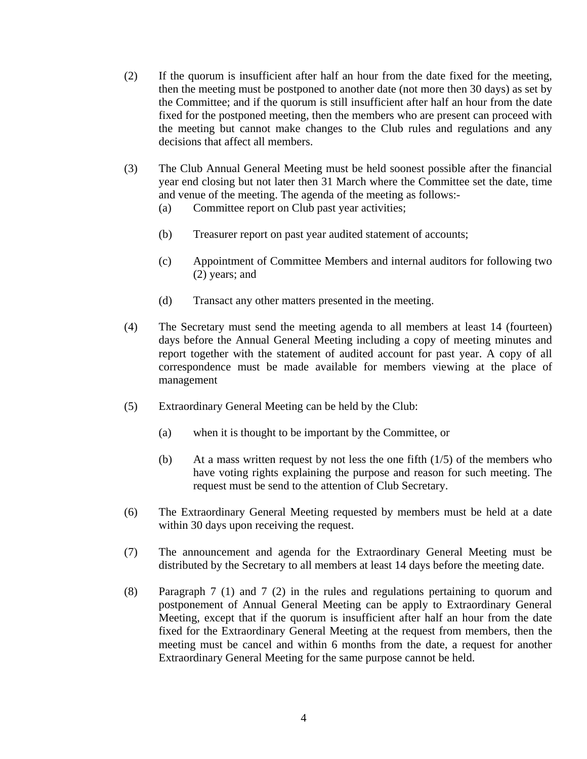(2) If the quorum is insufficient after half an hour from the date fixed for the meeting, then the meeting must be postponed to another date (not more then 30 days) as set by the Committee; and if the quorum is still insufficient after half an hour from the date fixed for the postponed meeting, then the members who are present can proceed with the meeting but cannot make changes to the Club rules and regulations and any decisions that affect all members.

(3) The Club Annual General Meeting must be held soonest possible after the financial year end closing but not later then 31 March where the Committee set the date, time and venue of the meeting. The agenda of the meeting as follows:-

 (a) Committee report on Club past year activities;

 (b) Treasurer report on past year audited statement of accounts;

 (c) Appointment of Committee Members and internal auditors for following two (2) years; and

 (d) Transact any other matters presented in the meeting.

(4) The Secretary must send the meeting agenda to all members at least 14 (fourteen) days before the Annual General Meeting including a copy of meeting minutes and report together with the statement of audited account for past year. A copy of all correspondence must be made available for members viewing at the place of management

(5) Extraordinary General Meeting can be held by the Club:

 (a) when it is thought to be important by the Committee, or

 (b) At a mass written request by not less the one fifth (1/5) of the members who have voting rights explaining the purpose and reason for such meeting. The request must be send to the attention of Club Secretary.

(6) The Extraordinary General Meeting requested by members must be held at a date within 30 days upon receiving the request.

(7) The announcement and agenda for the Extraordinary General Meeting must be distributed by the Secretary to all members at least 14 days before the meeting date.

(8) Paragraph 7 (1) and 7 (2) in the rules and regulations pertaining to quorum and postponement of Annual General Meeting can be apply to Extraordinary General Meeting, except that if the quorum is insufficient after half an hour from the date fixed for the Extraordinary General Meeting at the request from members, then the meeting must be cancel and within 6 months from the date, a request for another Extraordinary General Meeting for the same purpose cannot be held.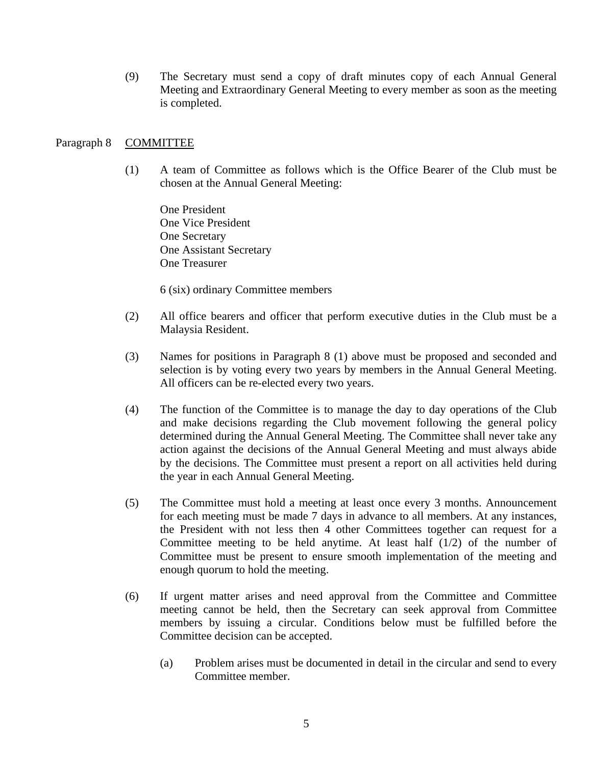(9) The Secretary must send a copy of draft minutes copy of each Annual General Meeting and Extraordinary General Meeting to every member as soon as the meeting is completed.

## Paragraph 8 COMMITTEE

(1) A team of Committee as follows which is the Office Bearer of the Club must be chosen at the Annual General Meeting:

One President
One Vice President
One Secretary
One Assistant Secretary
One Treasurer

6 (six) ordinary Committee members

(2) All office bearers and officer that perform executive duties in the Club must be a Malaysia Resident.

(3) Names for positions in Paragraph 8 (1) above must be proposed and seconded and selection is by voting every two years by members in the Annual General Meeting. All officers can be re-elected every two years.

(4) The function of the Committee is to manage the day to day operations of the Club and make decisions regarding the Club movement following the general policy determined during the Annual General Meeting. The Committee shall never take any action against the decisions of the Annual General Meeting and must always abide by the decisions. The Committee must present a report on all activities held during the year in each Annual General Meeting.

(5) The Committee must hold a meeting at least once every 3 months. Announcement for each meeting must be made 7 days in advance to all members. At any instances, the President with not less then 4 other Committees together can request for a Committee meeting to be held anytime. At least half (1/2) of the number of Committee must be present to ensure smooth implementation of the meeting and enough quorum to hold the meeting.

(6) If urgent matter arises and need approval from the Committee and Committee meeting cannot be held, then the Secretary can seek approval from Committee members by issuing a circular. Conditions below must be fulfilled before the Committee decision can be accepted.

  (a) Problem arises must be documented in detail in the circular and send to every Committee member.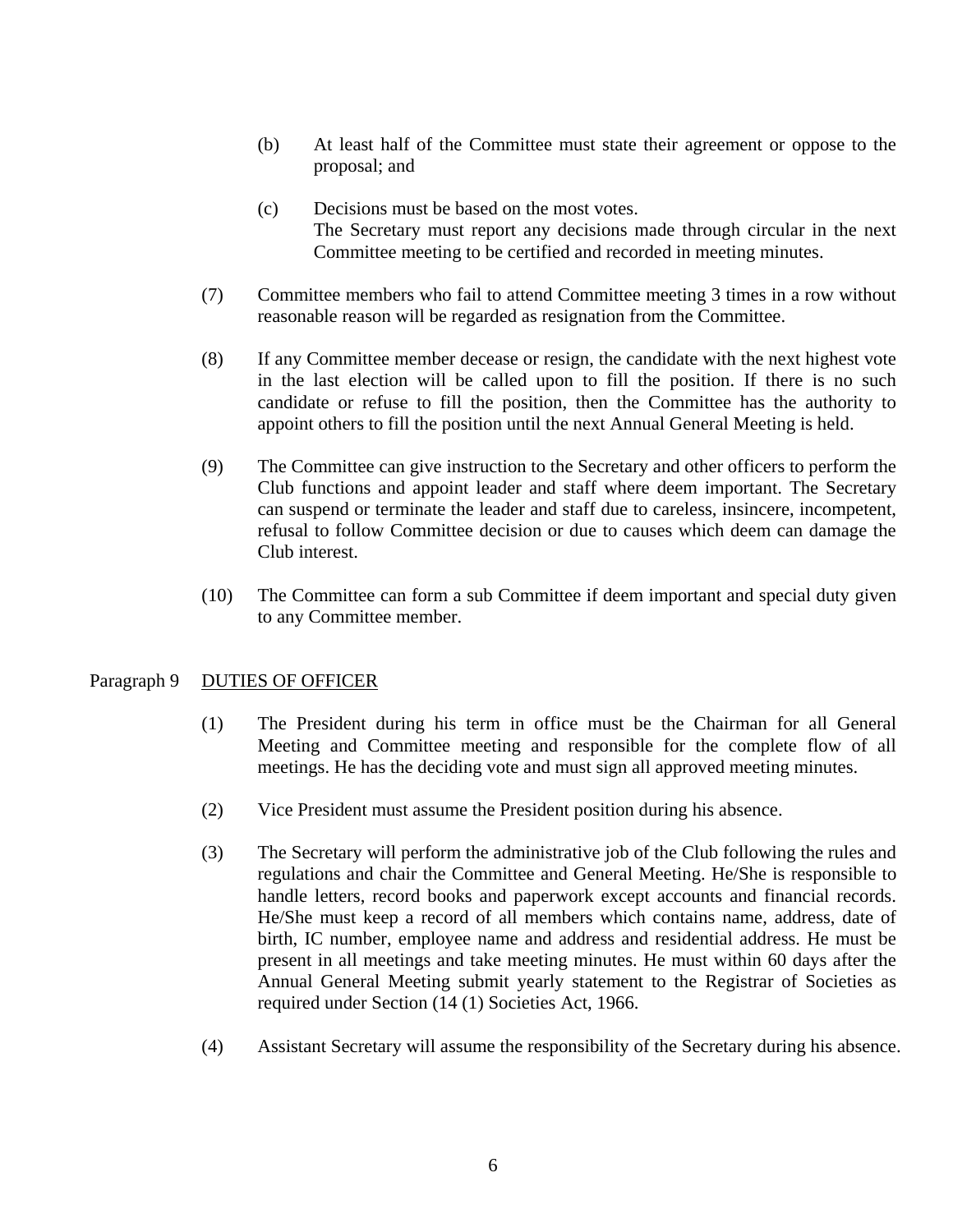(b) At least half of the Committee must state their agreement or oppose to the proposal; and

(c) Decisions must be based on the most votes.
The Secretary must report any decisions made through circular in the next Committee meeting to be certified and recorded in meeting minutes.

(7) Committee members who fail to attend Committee meeting 3 times in a row without reasonable reason will be regarded as resignation from the Committee.

(8) If any Committee member decease or resign, the candidate with the next highest vote in the last election will be called upon to fill the position. If there is no such candidate or refuse to fill the position, then the Committee has the authority to appoint others to fill the position until the next Annual General Meeting is held.

(9) The Committee can give instruction to the Secretary and other officers to perform the Club functions and appoint leader and staff where deem important. The Secretary can suspend or terminate the leader and staff due to careless, insincere, incompetent, refusal to follow Committee decision or due to causes which deem can damage the Club interest.

(10) The Committee can form a sub Committee if deem important and special duty given to any Committee member.

## Paragraph 9 DUTIES OF OFFICER

(1) The President during his term in office must be the Chairman for all General Meeting and Committee meeting and responsible for the complete flow of all meetings. He has the deciding vote and must sign all approved meeting minutes.

(2) Vice President must assume the President position during his absence.

(3) The Secretary will perform the administrative job of the Club following the rules and regulations and chair the Committee and General Meeting. He/She is responsible to handle letters, record books and paperwork except accounts and financial records. He/She must keep a record of all members which contains name, address, date of birth, IC number, employee name and address and residential address. He must be present in all meetings and take meeting minutes. He must within 60 days after the Annual General Meeting submit yearly statement to the Registrar of Societies as required under Section (14 (1) Societies Act, 1966.

(4) Assistant Secretary will assume the responsibility of the Secretary during his absence.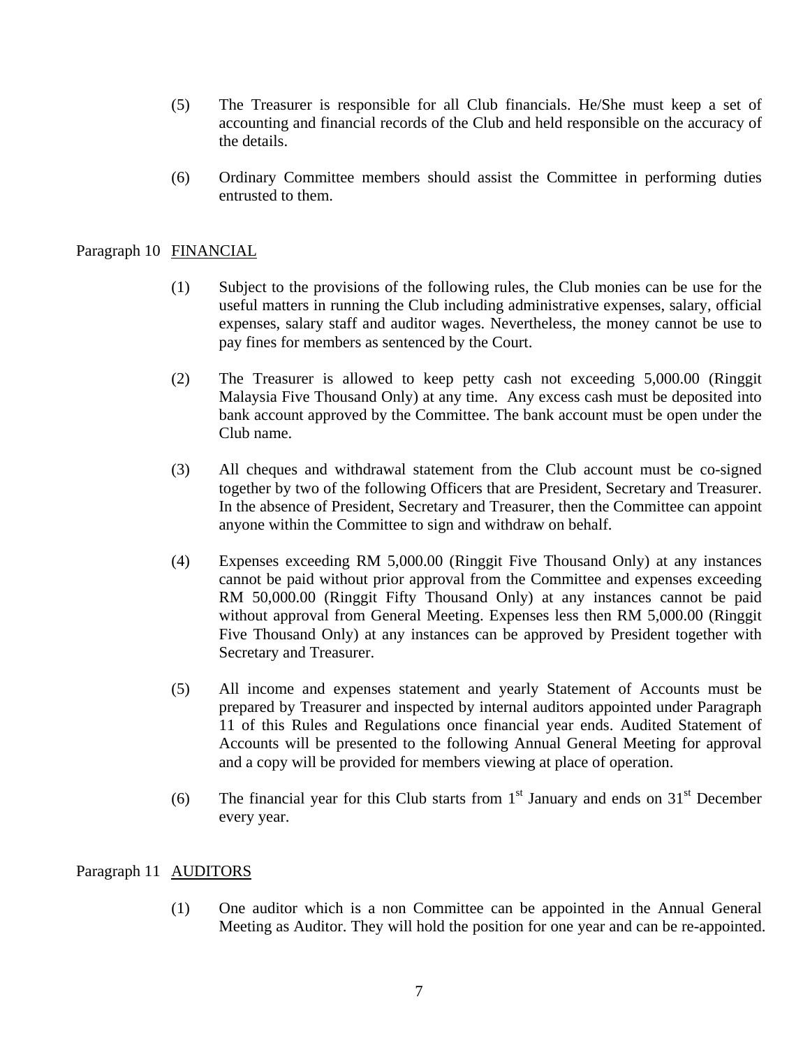(5) The Treasurer is responsible for all Club financials. He/She must keep a set of accounting and financial records of the Club and held responsible on the accuracy of the details.

(6) Ordinary Committee members should assist the Committee in performing duties entrusted to them.

## Paragraph 10 FINANCIAL

(1) Subject to the provisions of the following rules, the Club monies can be use for the useful matters in running the Club including administrative expenses, salary, official expenses, salary staff and auditor wages. Nevertheless, the money cannot be use to pay fines for members as sentenced by the Court.

(2) The Treasurer is allowed to keep petty cash not exceeding 5,000.00 (Ringgit Malaysia Five Thousand Only) at any time. Any excess cash must be deposited into bank account approved by the Committee. The bank account must be open under the Club name.

(3) All cheques and withdrawal statement from the Club account must be co-signed together by two of the following Officers that are President, Secretary and Treasurer. In the absence of President, Secretary and Treasurer, then the Committee can appoint anyone within the Committee to sign and withdraw on behalf.

(4) Expenses exceeding RM 5,000.00 (Ringgit Five Thousand Only) at any instances cannot be paid without prior approval from the Committee and expenses exceeding RM 50,000.00 (Ringgit Fifty Thousand Only) at any instances cannot be paid without approval from General Meeting. Expenses less then RM 5,000.00 (Ringgit Five Thousand Only) at any instances can be approved by President together with Secretary and Treasurer.

(5) All income and expenses statement and yearly Statement of Accounts must be prepared by Treasurer and inspected by internal auditors appointed under Paragraph 11 of this Rules and Regulations once financial year ends. Audited Statement of Accounts will be presented to the following Annual General Meeting for approval and a copy will be provided for members viewing at place of operation.

(6) The financial year for this Club starts from 1st January and ends on 31st December every year.

## Paragraph 11 AUDITORS

(1) One auditor which is a non Committee can be appointed in the Annual General Meeting as Auditor. They will hold the position for one year and can be re-appointed.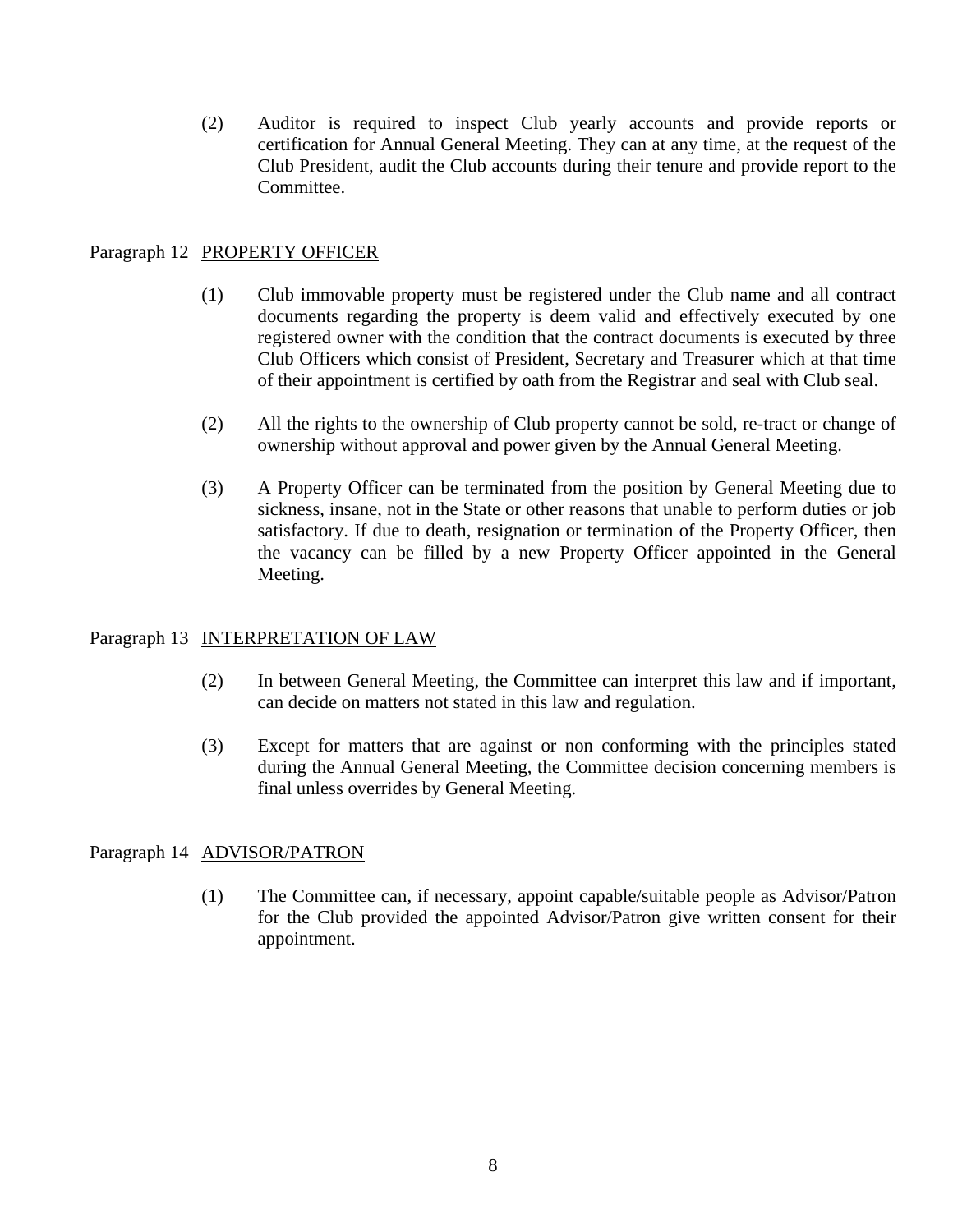(2) Auditor is required to inspect Club yearly accounts and provide reports or certification for Annual General Meeting. They can at any time, at the request of the Club President, audit the Club accounts during their tenure and provide report to the Committee.

Paragraph 12 <u>PROPERTY OFFICER</u>

(1) Club immovable property must be registered under the Club name and all contract documents regarding the property is deem valid and effectively executed by one registered owner with the condition that the contract documents is executed by three Club Officers which consist of President, Secretary and Treasurer which at that time of their appointment is certified by oath from the Registrar and seal with Club seal.

(2) All the rights to the ownership of Club property cannot be sold, re-tract or change of ownership without approval and power given by the Annual General Meeting.

(3) A Property Officer can be terminated from the position by General Meeting due to sickness, insane, not in the State or other reasons that unable to perform duties or job satisfactory. If due to death, resignation or termination of the Property Officer, then the vacancy can be filled by a new Property Officer appointed in the General Meeting.

Paragraph 13 <u>INTERPRETATION OF LAW</u>

(2) In between General Meeting, the Committee can interpret this law and if important, can decide on matters not stated in this law and regulation.

(3) Except for matters that are against or non conforming with the principles stated during the Annual General Meeting, the Committee decision concerning members is final unless overrides by General Meeting.

Paragraph 14 <u>ADVISOR/PATRON</u>

(1) The Committee can, if necessary, appoint capable/suitable people as Advisor/Patron for the Club provided the appointed Advisor/Patron give written consent for their appointment.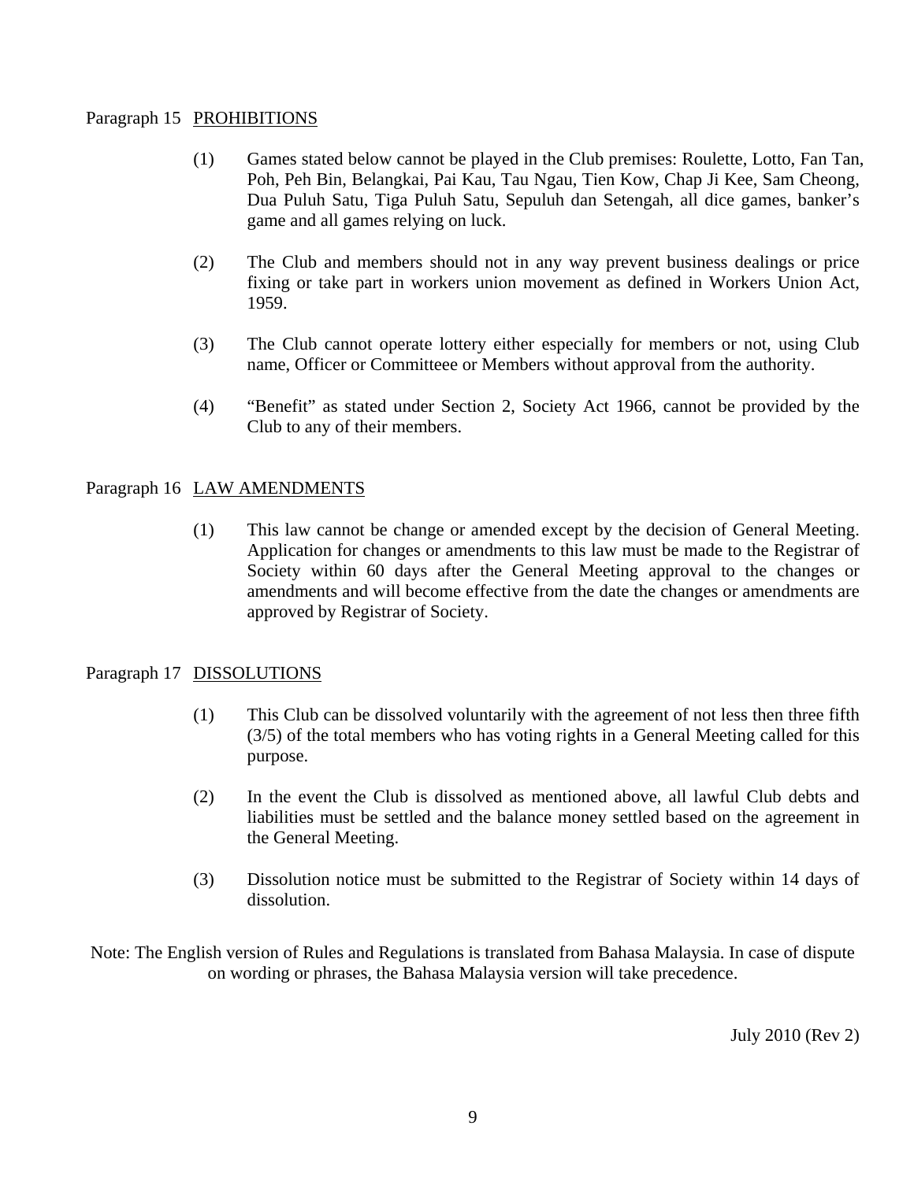## Paragraph 15 PROHIBITIONS

(1) Games stated below cannot be played in the Club premises: Roulette, Lotto, Fan Tan, Poh, Peh Bin, Belangkai, Pai Kau, Tau Ngau, Tien Kow, Chap Ji Kee, Sam Cheong, Dua Puluh Satu, Tiga Puluh Satu, Sepuluh dan Setengah, all dice games, banker's game and all games relying on luck.

(2) The Club and members should not in any way prevent business dealings or price fixing or take part in workers union movement as defined in Workers Union Act, 1959.

(3) The Club cannot operate lottery either especially for members or not, using Club name, Officer or Committeee or Members without approval from the authority.

(4) "Benefit" as stated under Section 2, Society Act 1966, cannot be provided by the Club to any of their members.

## Paragraph 16 LAW AMENDMENTS

(1) This law cannot be change or amended except by the decision of General Meeting. Application for changes or amendments to this law must be made to the Registrar of Society within 60 days after the General Meeting approval to the changes or amendments and will become effective from the date the changes or amendments are approved by Registrar of Society.

## Paragraph 17 DISSOLUTIONS

(1) This Club can be dissolved voluntarily with the agreement of not less then three fifth (3/5) of the total members who has voting rights in a General Meeting called for this purpose.

(2) In the event the Club is dissolved as mentioned above, all lawful Club debts and liabilities must be settled and the balance money settled based on the agreement in the General Meeting.

(3) Dissolution notice must be submitted to the Registrar of Society within 14 days of dissolution.

Note: The English version of Rules and Regulations is translated from Bahasa Malaysia. In case of dispute on wording or phrases, the Bahasa Malaysia version will take precedence.

July 2010 (Rev 2)